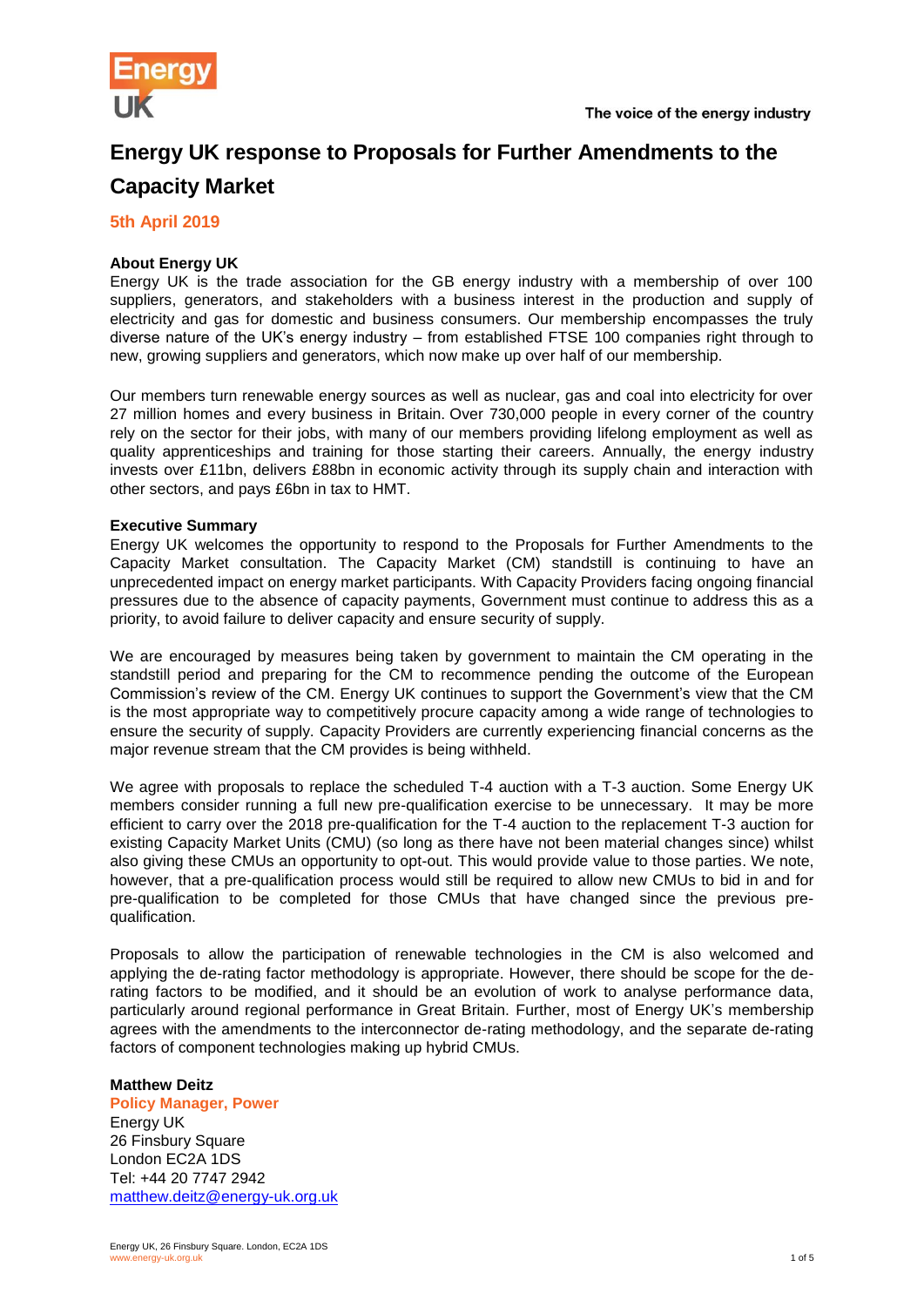The voice of the energy industry

# Energy UK response to Proposals for Further Amendments to the Capacity Market

**5th April 2019**

**About Energy UK**

Energy UK is the trade association for the GB energy industry with a membership of over 100 suppliers, generators, and stakeholders with a business interest in the production and supply of electricity and gas for domestic and business consumers. Our membership encompasses the truly diverse nature of the UK's energy industry – from established FTSE 100 companies right through to new, growing suppliers and generators, which now make up over half of our membership.

Our members turn renewable energy sources as well as nuclear, gas and coal into electricity for over 27 million homes and every business in Britain. Over 730,000 people in every corner of the country rely on the sector for their jobs, with many of our members providing lifelong employment as well as quality apprenticeships and training for those starting their careers. Annually, the energy industry invests over £11bn, delivers £88bn in economic activity through its supply chain and interaction with other sectors, and pays £6bn in tax to HMT.

**Executive Summary**

Energy UK welcomes the opportunity to respond to the Proposals for Further Amendments to the Capacity Market consultation. The Capacity Market (CM) standstill is continuing to have an unprecedented impact on energy market participants. With Capacity Providers facing ongoing financial pressures due to the absence of capacity payments, Government must continue to address this as a priority, to avoid failure to deliver capacity and ensure security of supply.

We are encouraged by measures being taken by government to maintain the CM operating in the standstill period and preparing for the CM to recommence pending the outcome of the European Commission's review of the CM. Energy UK continues to support the Government's view that the CM is the most appropriate way to competitively procure capacity among a wide range of technologies to ensure the security of supply. Capacity Providers are currently experiencing financial concerns as the major revenue stream that the CM provides is being withheld.

We agree with proposals to replace the scheduled T-4 auction with a T-3 auction. Some Energy UK members consider running a full new pre-qualification exercise to be unnecessary. It may be more efficient to carry over the 2018 pre-qualification for the T-4 auction to the replacement T-3 auction for existing Capacity Market Units (CMU) (so long as there have not been material changes since) whilst also giving these CMUs an opportunity to opt-out. This would provide value to those parties. We note, however, that a pre-qualification process would still be required to allow new CMUs to bid in and for pre-qualification to be completed for those CMUs that have changed since the previous pre-qualification.

Proposals to allow the participation of renewable technologies in the CM is also welcomed and applying the de-rating factor methodology is appropriate. However, there should be scope for the de-rating factors to be modified, and it should be an evolution of work to analyse performance data, particularly around regional performance in Great Britain. Further, most of Energy UK's membership agrees with the amendments to the interconnector de-rating methodology, and the separate de-rating factors of component technologies making up hybrid CMUs.

**Matthew Deitz**
**Policy Manager, Power**
Energy UK
26 Finsbury Square
London EC2A 1DS
Tel: +44 20 7747 2942
matthew.deitz@energy-uk.org.uk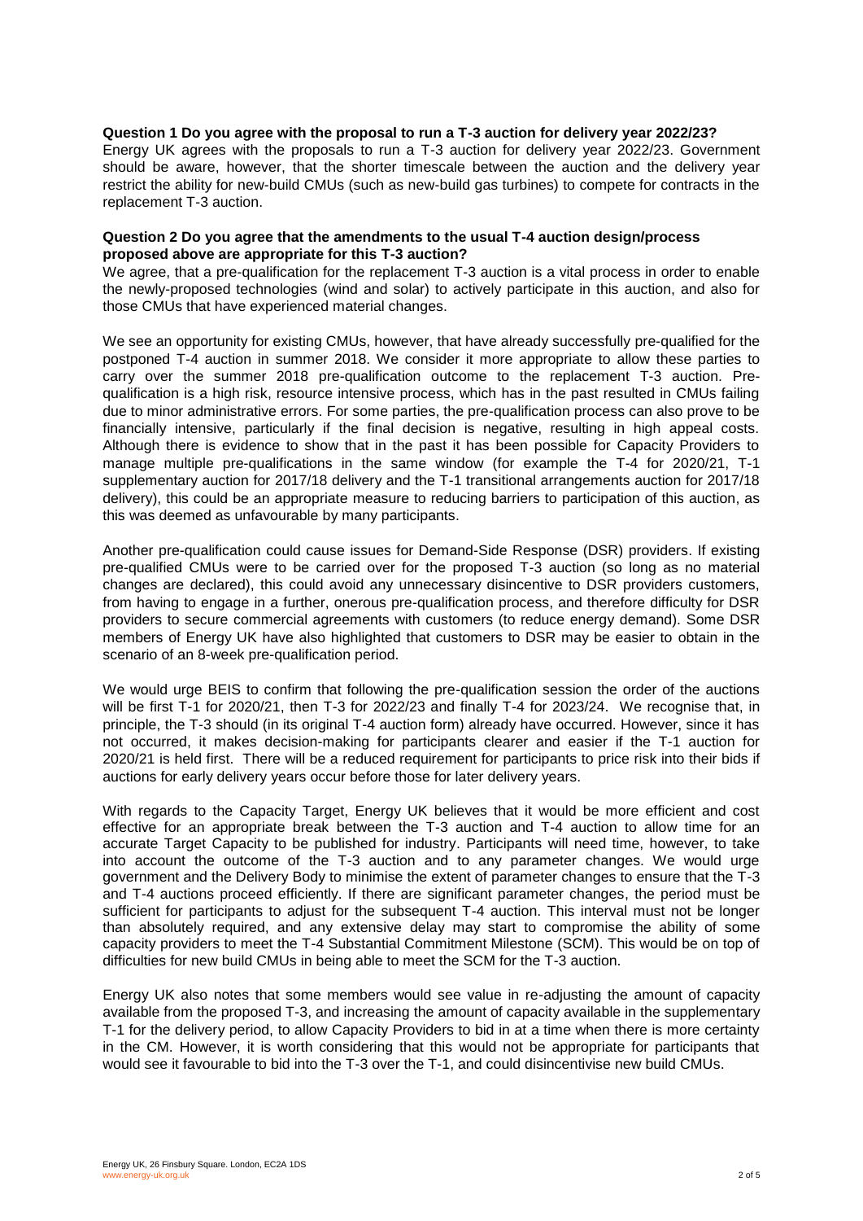**Question 1 Do you agree with the proposal to run a T-3 auction for delivery year 2022/23?**

Energy UK agrees with the proposals to run a T-3 auction for delivery year 2022/23. Government should be aware, however, that the shorter timescale between the auction and the delivery year restrict the ability for new-build CMUs (such as new-build gas turbines) to compete for contracts in the replacement T-3 auction.

**Question 2 Do you agree that the amendments to the usual T-4 auction design/process proposed above are appropriate for this T-3 auction?**

We agree, that a pre-qualification for the replacement T-3 auction is a vital process in order to enable the newly-proposed technologies (wind and solar) to actively participate in this auction, and also for those CMUs that have experienced material changes.

We see an opportunity for existing CMUs, however, that have already successfully pre-qualified for the postponed T-4 auction in summer 2018. We consider it more appropriate to allow these parties to carry over the summer 2018 pre-qualification outcome to the replacement T-3 auction. Pre-qualification is a high risk, resource intensive process, which has in the past resulted in CMUs failing due to minor administrative errors. For some parties, the pre-qualification process can also prove to be financially intensive, particularly if the final decision is negative, resulting in high appeal costs. Although there is evidence to show that in the past it has been possible for Capacity Providers to manage multiple pre-qualifications in the same window (for example the T-4 for 2020/21, T-1 supplementary auction for 2017/18 delivery and the T-1 transitional arrangements auction for 2017/18 delivery), this could be an appropriate measure to reducing barriers to participation of this auction, as this was deemed as unfavourable by many participants.

Another pre-qualification could cause issues for Demand-Side Response (DSR) providers. If existing pre-qualified CMUs were to be carried over for the proposed T-3 auction (so long as no material changes are declared), this could avoid any unnecessary disincentive to DSR providers customers, from having to engage in a further, onerous pre-qualification process, and therefore difficulty for DSR providers to secure commercial agreements with customers (to reduce energy demand). Some DSR members of Energy UK have also highlighted that customers to DSR may be easier to obtain in the scenario of an 8-week pre-qualification period.

We would urge BEIS to confirm that following the pre-qualification session the order of the auctions will be first T-1 for 2020/21, then T-3 for 2022/23 and finally T-4 for 2023/24. We recognise that, in principle, the T-3 should (in its original T-4 auction form) already have occurred. However, since it has not occurred, it makes decision-making for participants clearer and easier if the T-1 auction for 2020/21 is held first. There will be a reduced requirement for participants to price risk into their bids if auctions for early delivery years occur before those for later delivery years.

With regards to the Capacity Target, Energy UK believes that it would be more efficient and cost effective for an appropriate break between the T-3 auction and T-4 auction to allow time for an accurate Target Capacity to be published for industry. Participants will need time, however, to take into account the outcome of the T-3 auction and to any parameter changes. We would urge government and the Delivery Body to minimise the extent of parameter changes to ensure that the T-3 and T-4 auctions proceed efficiently. If there are significant parameter changes, the period must be sufficient for participants to adjust for the subsequent T-4 auction. This interval must not be longer than absolutely required, and any extensive delay may start to compromise the ability of some capacity providers to meet the T-4 Substantial Commitment Milestone (SCM). This would be on top of difficulties for new build CMUs in being able to meet the SCM for the T-3 auction.

Energy UK also notes that some members would see value in re-adjusting the amount of capacity available from the proposed T-3, and increasing the amount of capacity available in the supplementary T-1 for the delivery period, to allow Capacity Providers to bid in at a time when there is more certainty in the CM. However, it is worth considering that this would not be appropriate for participants that would see it favourable to bid into the T-3 over the T-1, and could disincentivise new build CMUs.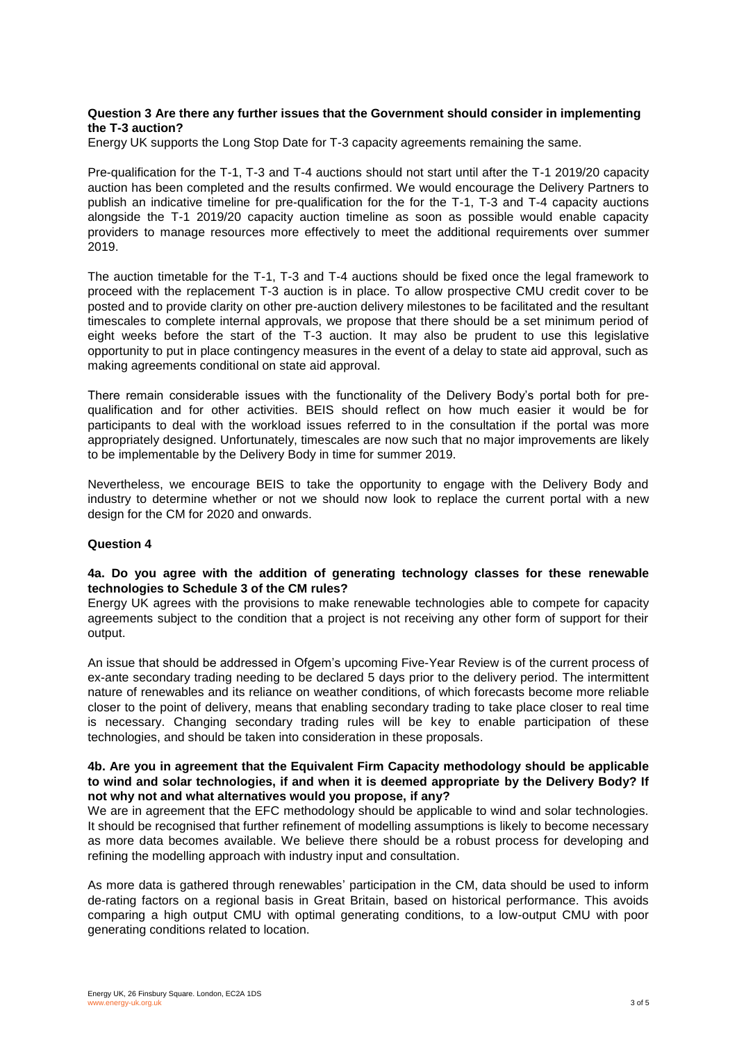**Question 3 Are there any further issues that the Government should consider in implementing the T-3 auction?**

Energy UK supports the Long Stop Date for T-3 capacity agreements remaining the same.

Pre-qualification for the T-1, T-3 and T-4 auctions should not start until after the T-1 2019/20 capacity auction has been completed and the results confirmed. We would encourage the Delivery Partners to publish an indicative timeline for pre-qualification for the for the T-1, T-3 and T-4 capacity auctions alongside the T-1 2019/20 capacity auction timeline as soon as possible would enable capacity providers to manage resources more effectively to meet the additional requirements over summer 2019.

The auction timetable for the T-1, T-3 and T-4 auctions should be fixed once the legal framework to proceed with the replacement T-3 auction is in place. To allow prospective CMU credit cover to be posted and to provide clarity on other pre-auction delivery milestones to be facilitated and the resultant timescales to complete internal approvals, we propose that there should be a set minimum period of eight weeks before the start of the T-3 auction. It may also be prudent to use this legislative opportunity to put in place contingency measures in the event of a delay to state aid approval, such as making agreements conditional on state aid approval.

There remain considerable issues with the functionality of the Delivery Body's portal both for pre-qualification and for other activities. BEIS should reflect on how much easier it would be for participants to deal with the workload issues referred to in the consultation if the portal was more appropriately designed. Unfortunately, timescales are now such that no major improvements are likely to be implementable by the Delivery Body in time for summer 2019.

Nevertheless, we encourage BEIS to take the opportunity to engage with the Delivery Body and industry to determine whether or not we should now look to replace the current portal with a new design for the CM for 2020 and onwards.

**Question 4**

**4a. Do you agree with the addition of generating technology classes for these renewable technologies to Schedule 3 of the CM rules?**

Energy UK agrees with the provisions to make renewable technologies able to compete for capacity agreements subject to the condition that a project is not receiving any other form of support for their output.

An issue that should be addressed in Ofgem's upcoming Five-Year Review is of the current process of ex-ante secondary trading needing to be declared 5 days prior to the delivery period. The intermittent nature of renewables and its reliance on weather conditions, of which forecasts become more reliable closer to the point of delivery, means that enabling secondary trading to take place closer to real time is necessary. Changing secondary trading rules will be key to enable participation of these technologies, and should be taken into consideration in these proposals.

**4b. Are you in agreement that the Equivalent Firm Capacity methodology should be applicable to wind and solar technologies, if and when it is deemed appropriate by the Delivery Body? If not why not and what alternatives would you propose, if any?**

We are in agreement that the EFC methodology should be applicable to wind and solar technologies. It should be recognised that further refinement of modelling assumptions is likely to become necessary as more data becomes available. We believe there should be a robust process for developing and refining the modelling approach with industry input and consultation.

As more data is gathered through renewables' participation in the CM, data should be used to inform de-rating factors on a regional basis in Great Britain, based on historical performance. This avoids comparing a high output CMU with optimal generating conditions, to a low-output CMU with poor generating conditions related to location.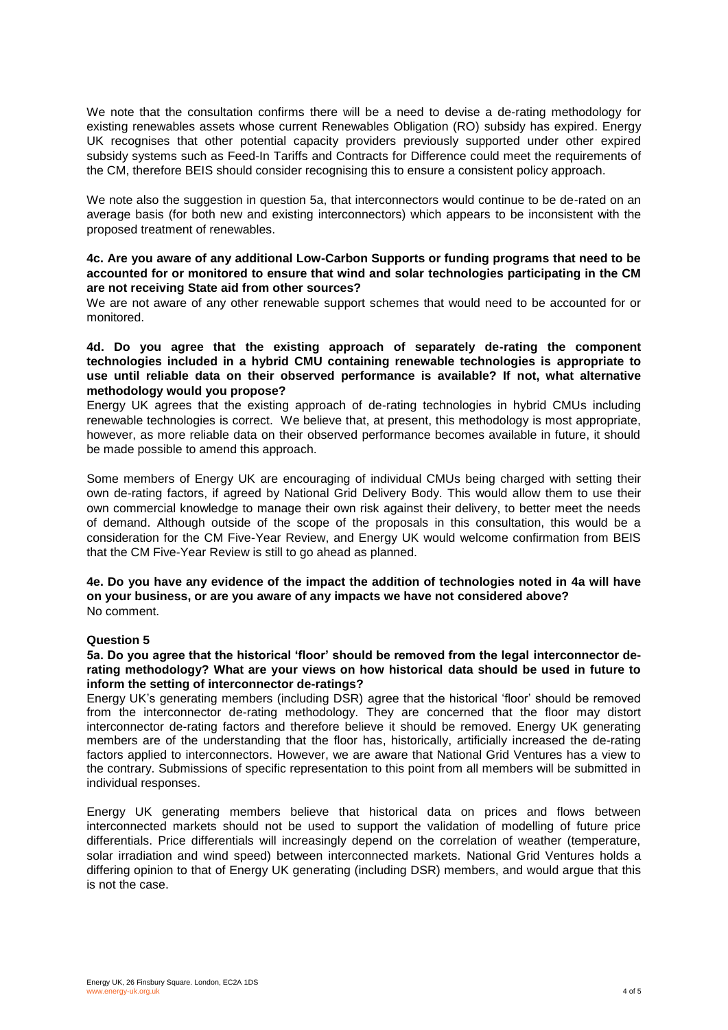We note that the consultation confirms there will be a need to devise a de-rating methodology for existing renewables assets whose current Renewables Obligation (RO) subsidy has expired. Energy UK recognises that other potential capacity providers previously supported under other expired subsidy systems such as Feed-In Tariffs and Contracts for Difference could meet the requirements of the CM, therefore BEIS should consider recognising this to ensure a consistent policy approach.

We note also the suggestion in question 5a, that interconnectors would continue to be de-rated on an average basis (for both new and existing interconnectors) which appears to be inconsistent with the proposed treatment of renewables.

**4c. Are you aware of any additional Low-Carbon Supports or funding programs that need to be accounted for or monitored to ensure that wind and solar technologies participating in the CM are not receiving State aid from other sources?**

We are not aware of any other renewable support schemes that would need to be accounted for or monitored.

**4d. Do you agree that the existing approach of separately de-rating the component technologies included in a hybrid CMU containing renewable technologies is appropriate to use until reliable data on their observed performance is available? If not, what alternative methodology would you propose?**

Energy UK agrees that the existing approach of de-rating technologies in hybrid CMUs including renewable technologies is correct. We believe that, at present, this methodology is most appropriate, however, as more reliable data on their observed performance becomes available in future, it should be made possible to amend this approach.

Some members of Energy UK are encouraging of individual CMUs being charged with setting their own de-rating factors, if agreed by National Grid Delivery Body. This would allow them to use their own commercial knowledge to manage their own risk against their delivery, to better meet the needs of demand. Although outside of the scope of the proposals in this consultation, this would be a consideration for the CM Five-Year Review, and Energy UK would welcome confirmation from BEIS that the CM Five-Year Review is still to go ahead as planned.

**4e. Do you have any evidence of the impact the addition of technologies noted in 4a will have on your business, or are you aware of any impacts we have not considered above?**

No comment.

**Question 5**

**5a. Do you agree that the historical 'floor' should be removed from the legal interconnector de-rating methodology? What are your views on how historical data should be used in future to inform the setting of interconnector de-ratings?**

Energy UK's generating members (including DSR) agree that the historical 'floor' should be removed from the interconnector de-rating methodology. They are concerned that the floor may distort interconnector de-rating factors and therefore believe it should be removed. Energy UK generating members are of the understanding that the floor has, historically, artificially increased the de-rating factors applied to interconnectors. However, we are aware that National Grid Ventures has a view to the contrary. Submissions of specific representation to this point from all members will be submitted in individual responses.

Energy UK generating members believe that historical data on prices and flows between interconnected markets should not be used to support the validation of modelling of future price differentials. Price differentials will increasingly depend on the correlation of weather (temperature, solar irradiation and wind speed) between interconnected markets. National Grid Ventures holds a differing opinion to that of Energy UK generating (including DSR) members, and would argue that this is not the case.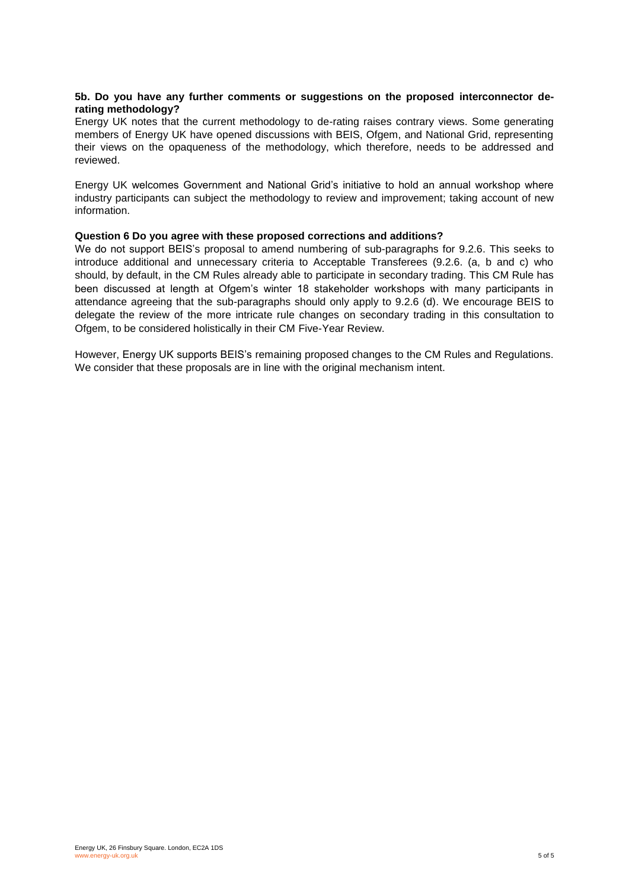**5b. Do you have any further comments or suggestions on the proposed interconnector de-rating methodology?**

Energy UK notes that the current methodology to de-rating raises contrary views. Some generating members of Energy UK have opened discussions with BEIS, Ofgem, and National Grid, representing their views on the opaqueness of the methodology, which therefore, needs to be addressed and reviewed.

Energy UK welcomes Government and National Grid's initiative to hold an annual workshop where industry participants can subject the methodology to review and improvement; taking account of new information.

**Question 6 Do you agree with these proposed corrections and additions?**

We do not support BEIS's proposal to amend numbering of sub-paragraphs for 9.2.6. This seeks to introduce additional and unnecessary criteria to Acceptable Transferees (9.2.6. (a, b and c) who should, by default, in the CM Rules already able to participate in secondary trading. This CM Rule has been discussed at length at Ofgem's winter 18 stakeholder workshops with many participants in attendance agreeing that the sub-paragraphs should only apply to 9.2.6 (d). We encourage BEIS to delegate the review of the more intricate rule changes on secondary trading in this consultation to Ofgem, to be considered holistically in their CM Five-Year Review.

However, Energy UK supports BEIS's remaining proposed changes to the CM Rules and Regulations. We consider that these proposals are in line with the original mechanism intent.

Energy UK, 26 Finsbury Square. London, EC2A 1DS
www.energy-uk.org.uk